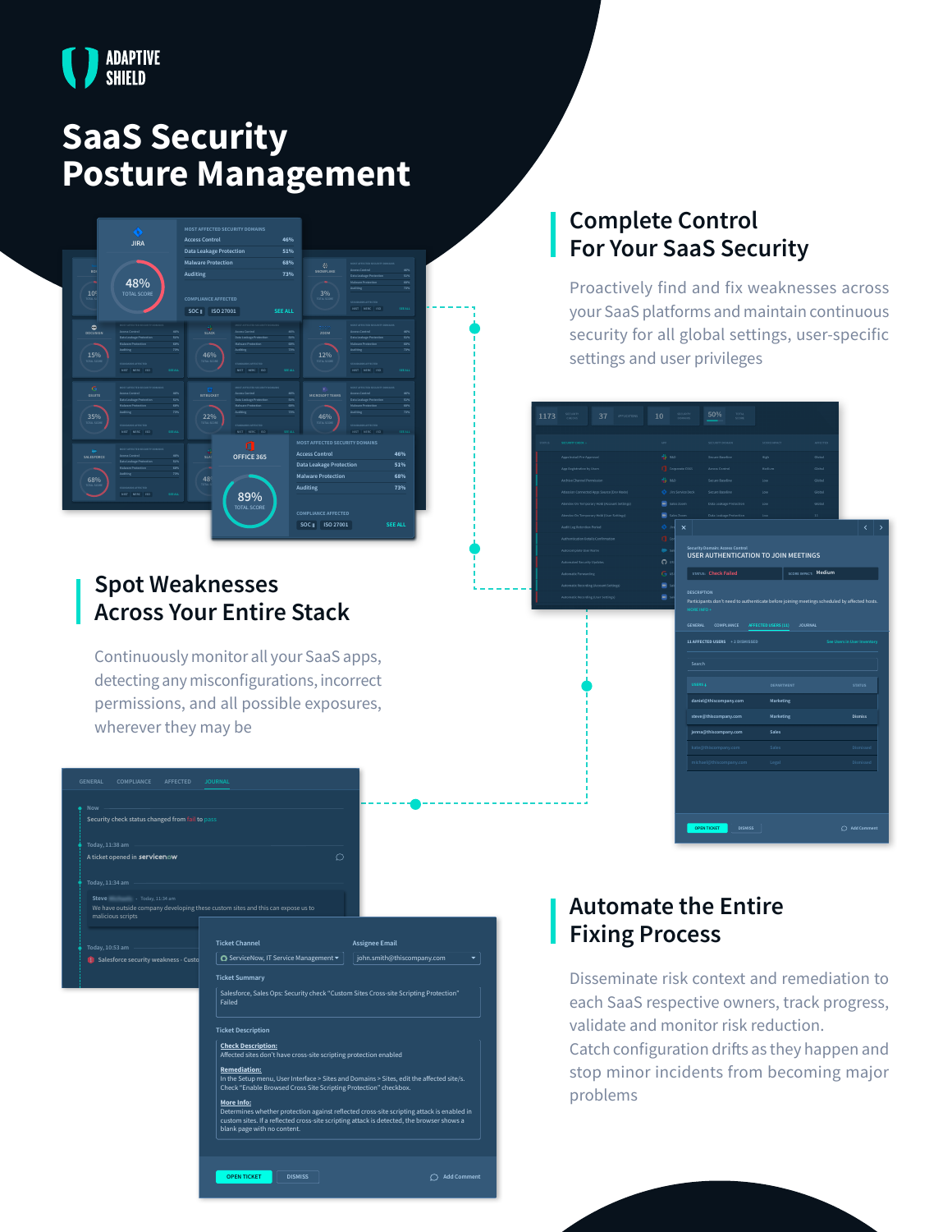ADAPTIVE SHIELD

# SaaS Security Posture Management

## Complete Control For Your SaaS Security

Proactively find and fix weaknesses across your SaaS platforms and maintain continuous security for all global settings, user-specific settings and user privileges

## Spot Weaknesses Across Your Entire Stack

Continuously monitor all your SaaS apps, detecting any misconfigurations, incorrect permissions, and all possible exposures, wherever they may be

## Automate the Entire Fixing Process

Disseminate risk context and remediation to each SaaS respective owners, track progress, validate and monitor risk reduction.
Catch configuration drifts as they happen and stop minor incidents from becoming major problems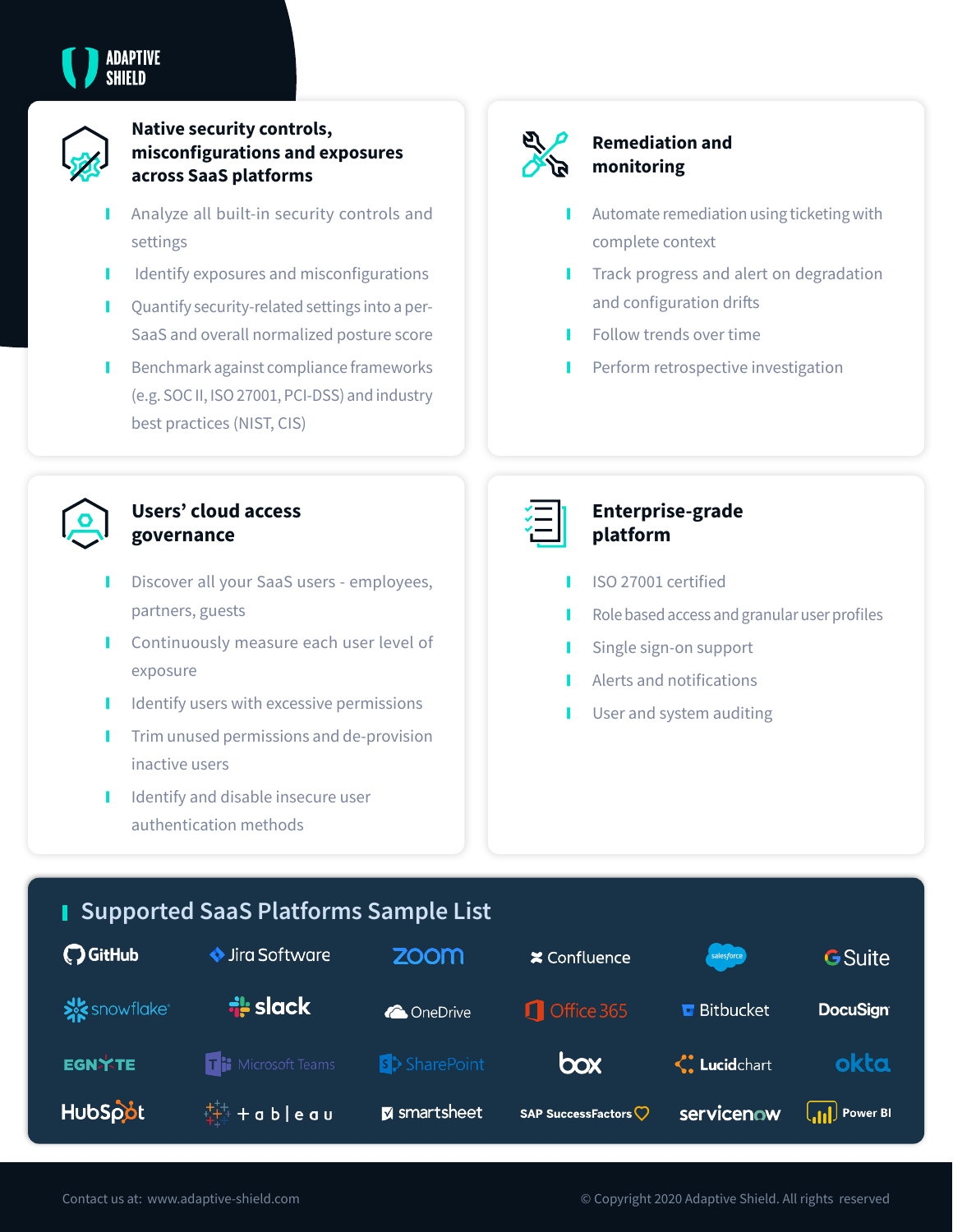ADAPTIVE SHIELD

## Native security controls, misconfigurations and exposures across SaaS platforms

- Analyze all built-in security controls and settings
- Identify exposures and misconfigurations
- Quantify security-related settings into a per-SaaS and overall normalized posture score
- Benchmark against compliance frameworks (e.g. SOC II, ISO 27001, PCI-DSS) and industry best practices (NIST, CIS)

## Remediation and monitoring

- Automate remediation using ticketing with complete context
- Track progress and alert on degradation and configuration drifts
- Follow trends over time
- Perform retrospective investigation

## Users' cloud access governance

- Discover all your SaaS users - employees, partners, guests
- Continuously measure each user level of exposure
- Identify users with excessive permissions
- Trim unused permissions and de-provision inactive users
- Identify and disable insecure user authentication methods

## Enterprise-grade platform

- ISO 27001 certified
- Role based access and granular user profiles
- Single sign-on support
- Alerts and notifications
- User and system auditing

## Supported SaaS Platforms Sample List

GitHub, Jira Software, zoom, Confluence, salesforce, G Suite, snowflake, slack, OneDrive, Office 365, Bitbucket, DocuSign, EGNYTE, Microsoft Teams, SharePoint, box, Lucidchart, okta, HubSpot, tableau, smartsheet, SAP SuccessFactors, servicenow, Power BI

Contact us at: www.adaptive-shield.com

© Copyright 2020 Adaptive Shield. All rights reserved